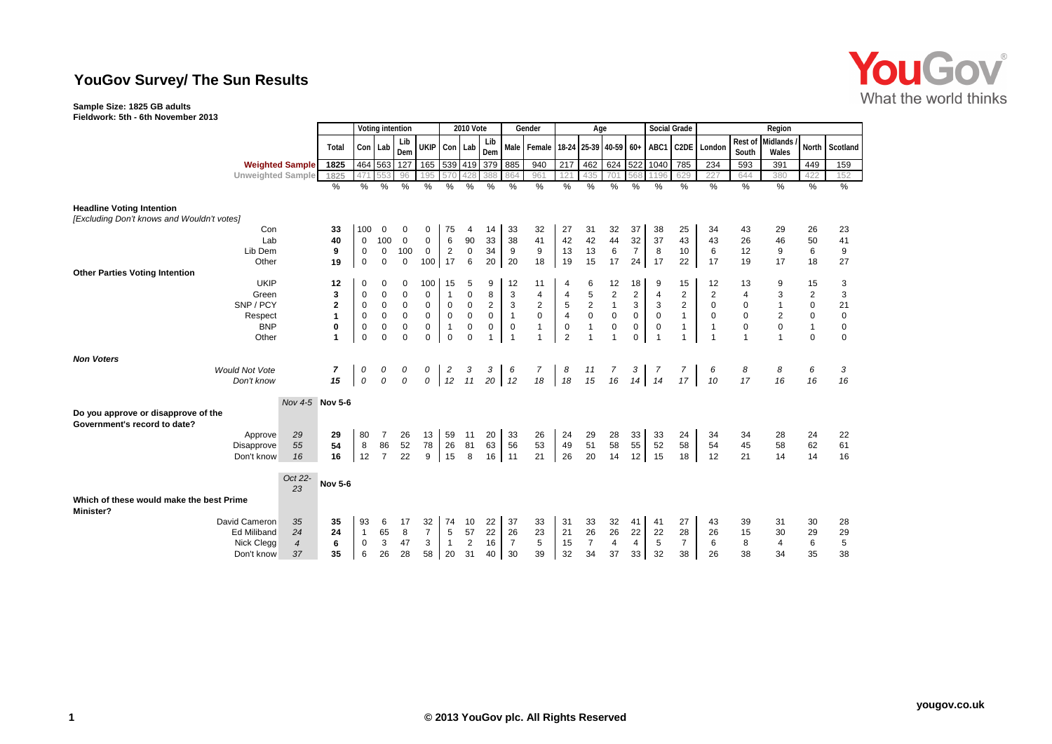# YouGov Survey/ The Sun Results

**Sample Size: 1825 GB adults**
**Fieldwork: 5th - 6th November 2013**

| | | Total | Voting intention | | | | 2010 Vote | | | Gender | | Age | | | | Social Grade | | Region | | | | |
|---|---|---|---|---|---|---|---|---|---|---|---|---|---|---|---|---|---|---|---|---|---|---|
| | | | Con | Lab | Lib Dem | UKIP | Con | Lab | Lib Dem | Male | Female | 18-24 | 25-39 | 40-59 | 60+ | ABC1 | C2DE | London | Rest of South | Midlands / Wales | North | Scotland |
| **Weighted Sample** | | 1825 | 464 | 563 | 127 | 165 | 539 | 419 | 379 | 885 | 940 | 217 | 462 | 624 | 522 | 1040 | 785 | 234 | 593 | 391 | 449 | 159 |
| Unweighted Sample | | 1825 | 471 | 553 | 96 | 195 | 570 | 428 | 388 | 864 | 961 | 121 | 435 | 701 | 568 | 1196 | 629 | 227 | 644 | 380 | 422 | 152 |
| | | % | % | % | % | % | % | % | % | % | % | % | % | % | % | % | % | % | % | % | % | % |
| **Headline Voting Intention** *[Excluding Don't knows and Wouldn't votes]* | | | | | | | | | | | | | | | | | | | | | | |
| Con | | 33 | 100 | 0 | 0 | 0 | 75 | 4 | 14 | 33 | 32 | 27 | 31 | 32 | 37 | 38 | 25 | 34 | 43 | 29 | 26 | 23 |
| Lab | | 40 | 0 | 100 | 0 | 0 | 6 | 90 | 33 | 38 | 41 | 42 | 42 | 44 | 32 | 37 | 43 | 43 | 26 | 46 | 50 | 41 |
| Lib Dem | | 9 | 0 | 0 | 100 | 0 | 2 | 0 | 34 | 9 | 9 | 13 | 13 | 6 | 7 | 8 | 10 | 6 | 12 | 9 | 6 | 9 |
| Other | | 19 | 0 | 0 | 0 | 100 | 17 | 6 | 20 | 20 | 18 | 19 | 15 | 17 | 24 | 17 | 22 | 17 | 19 | 17 | 18 | 27 |
| **Other Parties Voting Intention** | | | | | | | | | | | | | | | | | | | | | | |
| UKIP | | 12 | 0 | 0 | 0 | 100 | 15 | 5 | 9 | 12 | 11 | 4 | 6 | 12 | 18 | 9 | 15 | 12 | 13 | 9 | 15 | 3 |
| Green | | 3 | 0 | 0 | 0 | 0 | 1 | 0 | 8 | 3 | 4 | 4 | 5 | 2 | 2 | 4 | 2 | 2 | 4 | 3 | 2 | 3 |
| SNP / PCY | | 2 | 0 | 0 | 0 | 0 | 0 | 0 | 2 | 3 | 2 | 5 | 2 | 1 | 3 | 3 | 2 | 0 | 0 | 1 | 0 | 21 |
| Respect | | 1 | 0 | 0 | 0 | 0 | 0 | 0 | 0 | 1 | 0 | 4 | 0 | 0 | 0 | 0 | 1 | 0 | 0 | 2 | 0 | 0 |
| BNP | | 0 | 0 | 0 | 0 | 0 | 1 | 0 | 0 | 0 | 1 | 0 | 1 | 0 | 0 | 0 | 1 | 1 | 0 | 0 | 1 | 0 |
| Other | | 1 | 0 | 0 | 0 | 0 | 0 | 0 | 1 | 1 | 1 | 2 | 1 | 1 | 0 | 1 | 1 | 1 | 1 | 1 | 0 | 0 |
| ***Non Voters*** | | | | | | | | | | | | | | | | | | | | | | |
| *Would Not Vote* | | *7* | *0* | *0* | *0* | *0* | *2* | *3* | *3* | *6* | *7* | *8* | *11* | *7* | *3* | *7* | *7* | *6* | *8* | *8* | *6* | *3* |
| *Don't know* | | *15* | *0* | *0* | *0* | *0* | *12* | *11* | *20* | *12* | *18* | *18* | *15* | *16* | *14* | *14* | *17* | *10* | *17* | *16* | *16* | *16* |
| | *Nov 4-5* | **Nov 5-6** | | | | | | | | | | | | | | | | | | | | |
| **Do you approve or disapprove of the Government's record to date?** | | | | | | | | | | | | | | | | | | | | | | |
| Approve | *29* | 29 | 80 | 7 | 26 | 13 | 59 | 11 | 20 | 33 | 26 | 24 | 29 | 28 | 33 | 33 | 24 | 34 | 34 | 28 | 24 | 22 |
| Disapprove | *55* | 54 | 8 | 86 | 52 | 78 | 26 | 81 | 63 | 56 | 53 | 49 | 51 | 58 | 55 | 52 | 58 | 54 | 45 | 58 | 62 | 61 |
| Don't know | *16* | 16 | 12 | 7 | 22 | 9 | 15 | 8 | 16 | 11 | 21 | 26 | 20 | 14 | 12 | 15 | 18 | 12 | 21 | 14 | 14 | 16 |
| | *Oct 22-23* | **Nov 5-6** | | | | | | | | | | | | | | | | | | | | |
| **Which of these would make the best Prime Minister?** | | | | | | | | | | | | | | | | | | | | | | |
| David Cameron | *35* | 35 | 93 | 6 | 17 | 32 | 74 | 10 | 22 | 37 | 33 | 31 | 33 | 32 | 41 | 41 | 27 | 43 | 39 | 31 | 30 | 28 |
| Ed Miliband | *24* | 24 | 1 | 65 | 8 | 7 | 5 | 57 | 22 | 26 | 23 | 21 | 26 | 26 | 22 | 22 | 28 | 26 | 15 | 30 | 29 | 29 |
| Nick Clegg | *4* | 6 | 0 | 3 | 47 | 3 | 1 | 2 | 16 | 7 | 5 | 15 | 7 | 4 | 4 | 5 | 7 | 6 | 8 | 4 | 6 | 5 |
| Don't know | *37* | 35 | 6 | 26 | 28 | 58 | 20 | 31 | 40 | 30 | 39 | 32 | 34 | 37 | 33 | 32 | 38 | 26 | 38 | 34 | 35 | 38 |

© 2013 YouGov plc. All Rights Reserved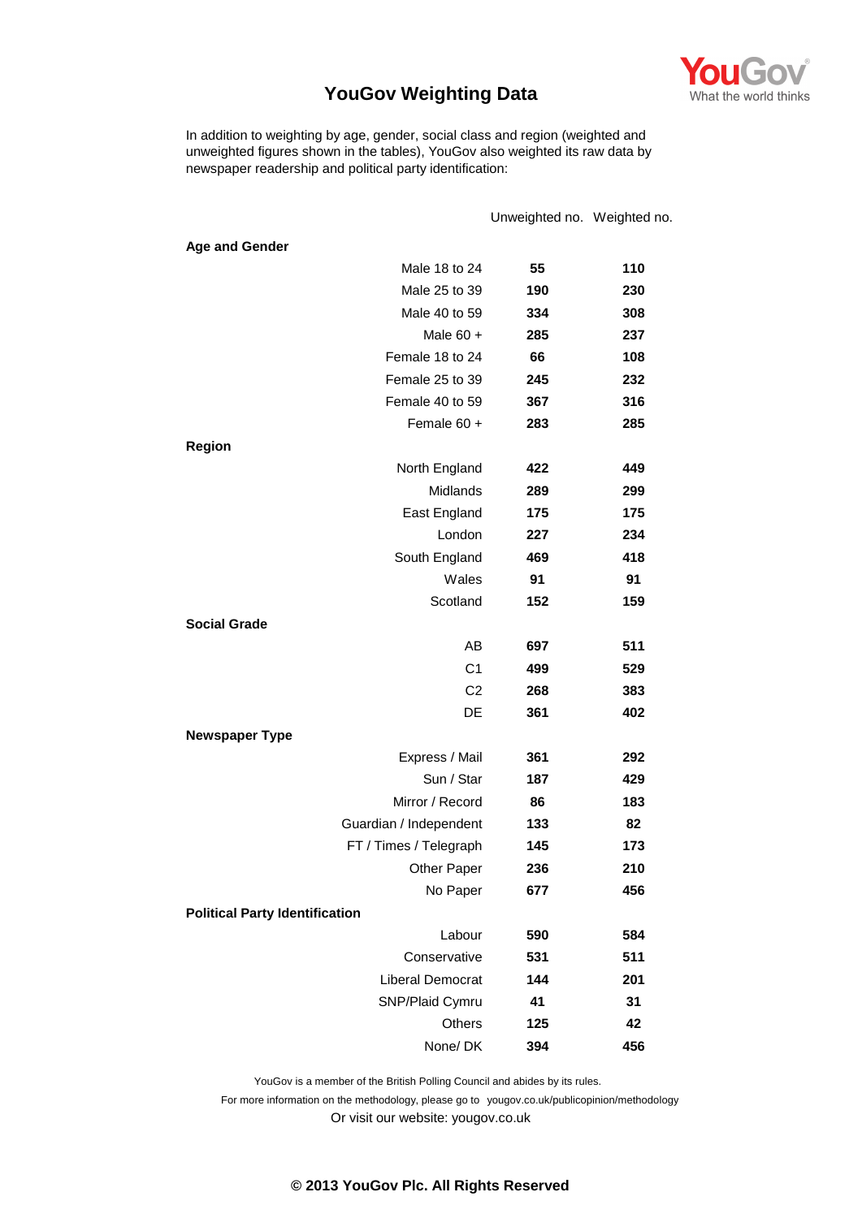# YouGov Weighting Data

In addition to weighting by age, gender, social class and region (weighted and unweighted figures shown in the tables), YouGov also weighted its raw data by newspaper readership and political party identification:

| | | Unweighted no. | Weighted no. |
|---|---|---|---|
| **Age and Gender** | | | |
| | Male 18 to 24 | **55** | **110** |
| | Male 25 to 39 | **190** | **230** |
| | Male 40 to 59 | **334** | **308** |
| | Male 60 + | **285** | **237** |
| | Female 18 to 24 | **66** | **108** |
| | Female 25 to 39 | **245** | **232** |
| | Female 40 to 59 | **367** | **316** |
| | Female 60 + | **283** | **285** |
| **Region** | | | |
| | North England | **422** | **449** |
| | Midlands | **289** | **299** |
| | East England | **175** | **175** |
| | London | **227** | **234** |
| | South England | **469** | **418** |
| | Wales | **91** | **91** |
| | Scotland | **152** | **159** |
| **Social Grade** | | | |
| | AB | **697** | **511** |
| | C1 | **499** | **529** |
| | C2 | **268** | **383** |
| | DE | **361** | **402** |
| **Newspaper Type** | | | |
| | Express / Mail | **361** | **292** |
| | Sun / Star | **187** | **429** |
| | Mirror / Record | **86** | **183** |
| | Guardian / Independent | **133** | **82** |
| | FT / Times / Telegraph | **145** | **173** |
| | Other Paper | **236** | **210** |
| | No Paper | **677** | **456** |
| **Political Party Identification** | | | |
| | Labour | **590** | **584** |
| | Conservative | **531** | **511** |
| | Liberal Democrat | **144** | **201** |
| | SNP/Plaid Cymru | **41** | **31** |
| | Others | **125** | **42** |
| | None/ DK | **394** | **456** |

YouGov is a member of the British Polling Council and abides by its rules.

For more information on the methodology, please go to yougov.co.uk/publicopinion/methodology

Or visit our website: yougov.co.uk

**© 2013 YouGov Plc. All Rights Reserved**